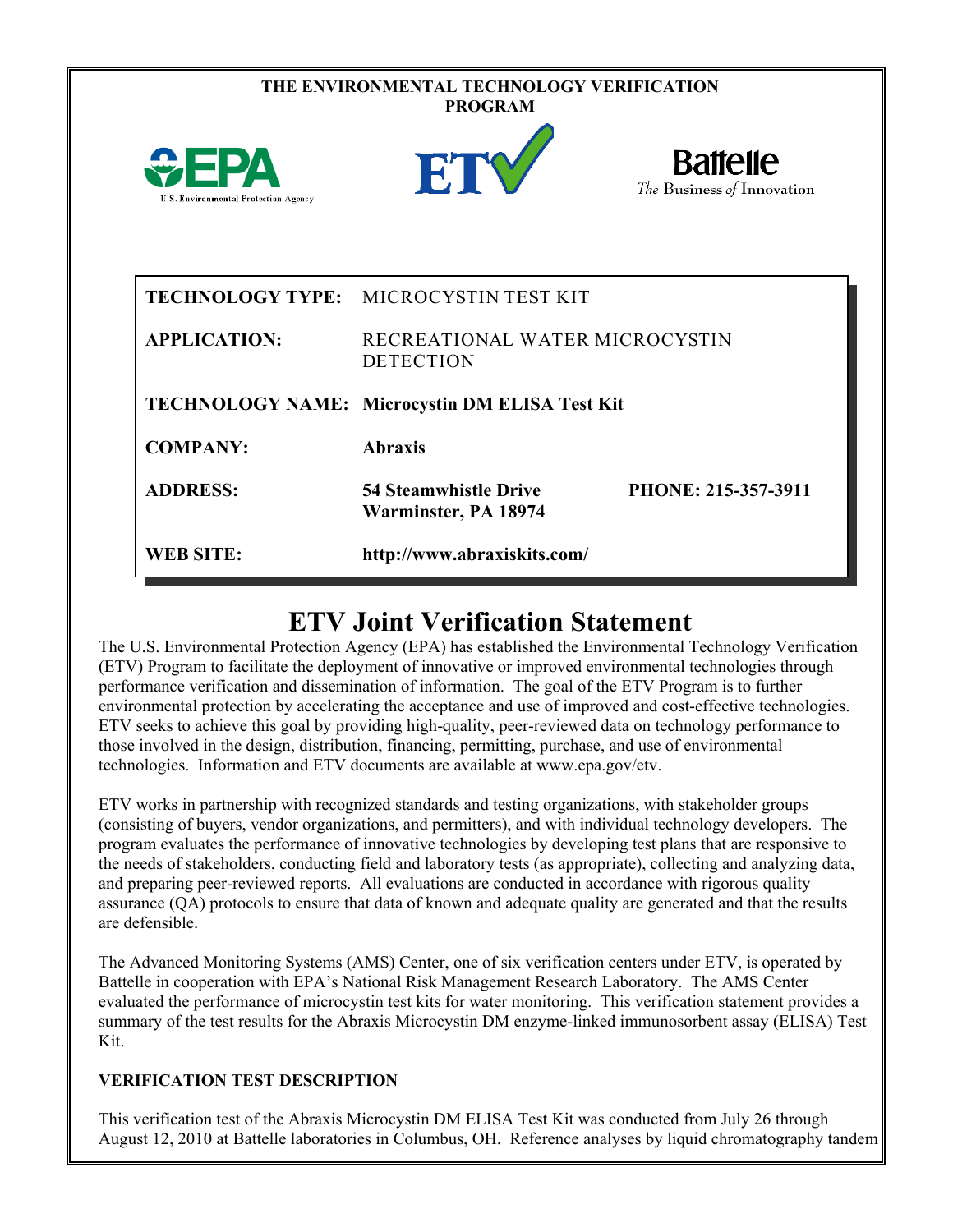**THE ENVIRONMENTAL TECHNOLOGY VERIFICATION PROGRAM**

U.S. Environmental Protection Agency

Battelle
*The Business of Innovation*

| | | |
|---|---|---|
| **TECHNOLOGY TYPE:** | MICROCYSTIN TEST KIT | |
| **APPLICATION:** | RECREATIONAL WATER MICROCYSTIN DETECTION | |
| **TECHNOLOGY NAME:** | **Microcystin DM ELISA Test Kit** | |
| **COMPANY:** | **Abraxis** | |
| **ADDRESS:** | **54 Steamwhistle Drive Warminster, PA 18974** | **PHONE: 215-357-3911** |
| **WEB SITE:** | **http://www.abraxiskits.com/** | |

# ETV Joint Verification Statement

The U.S. Environmental Protection Agency (EPA) has established the Environmental Technology Verification (ETV) Program to facilitate the deployment of innovative or improved environmental technologies through performance verification and dissemination of information. The goal of the ETV Program is to further environmental protection by accelerating the acceptance and use of improved and cost-effective technologies. ETV seeks to achieve this goal by providing high-quality, peer-reviewed data on technology performance to those involved in the design, distribution, financing, permitting, purchase, and use of environmental technologies. Information and ETV documents are available at www.epa.gov/etv.

ETV works in partnership with recognized standards and testing organizations, with stakeholder groups (consisting of buyers, vendor organizations, and permitters), and with individual technology developers. The program evaluates the performance of innovative technologies by developing test plans that are responsive to the needs of stakeholders, conducting field and laboratory tests (as appropriate), collecting and analyzing data, and preparing peer-reviewed reports. All evaluations are conducted in accordance with rigorous quality assurance (QA) protocols to ensure that data of known and adequate quality are generated and that the results are defensible.

The Advanced Monitoring Systems (AMS) Center, one of six verification centers under ETV, is operated by Battelle in cooperation with EPA's National Risk Management Research Laboratory. The AMS Center evaluated the performance of microcystin test kits for water monitoring. This verification statement provides a summary of the test results for the Abraxis Microcystin DM enzyme-linked immunosorbent assay (ELISA) Test Kit.

## VERIFICATION TEST DESCRIPTION

This verification test of the Abraxis Microcystin DM ELISA Test Kit was conducted from July 26 through August 12, 2010 at Battelle laboratories in Columbus, OH. Reference analyses by liquid chromatography tandem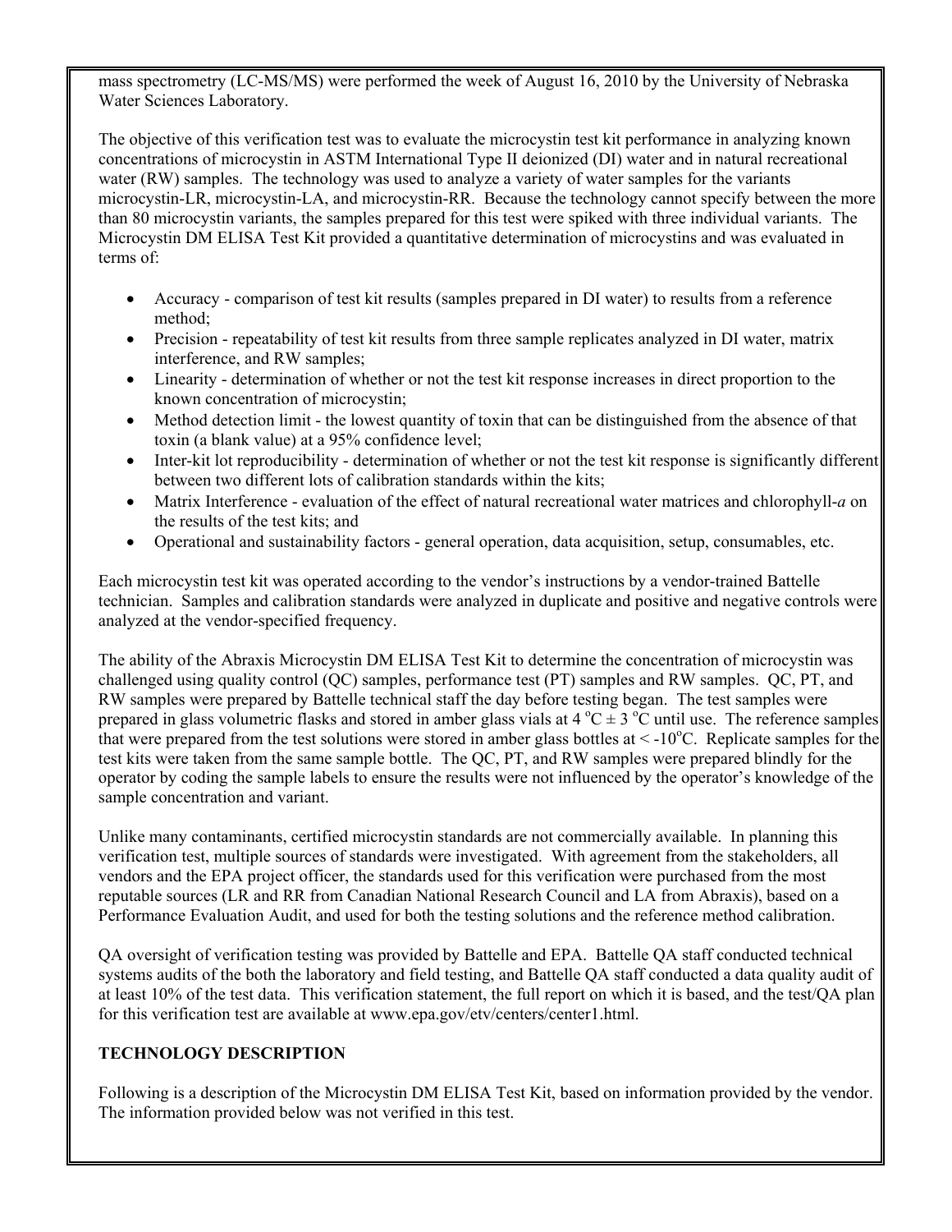mass spectrometry (LC-MS/MS) were performed the week of August 16, 2010 by the University of Nebraska Water Sciences Laboratory.

The objective of this verification test was to evaluate the microcystin test kit performance in analyzing known concentrations of microcystin in ASTM International Type II deionized (DI) water and in natural recreational water (RW) samples. The technology was used to analyze a variety of water samples for the variants microcystin-LR, microcystin-LA, and microcystin-RR. Because the technology cannot specify between the more than 80 microcystin variants, the samples prepared for this test were spiked with three individual variants. The Microcystin DM ELISA Test Kit provided a quantitative determination of microcystins and was evaluated in terms of:

- Accuracy - comparison of test kit results (samples prepared in DI water) to results from a reference method;
- Precision - repeatability of test kit results from three sample replicates analyzed in DI water, matrix interference, and RW samples;
- Linearity - determination of whether or not the test kit response increases in direct proportion to the known concentration of microcystin;
- Method detection limit - the lowest quantity of toxin that can be distinguished from the absence of that toxin (a blank value) at a 95% confidence level;
- Inter-kit lot reproducibility - determination of whether or not the test kit response is significantly different between two different lots of calibration standards within the kits;
- Matrix Interference - evaluation of the effect of natural recreational water matrices and chlorophyll-*a* on the results of the test kits; and
- Operational and sustainability factors - general operation, data acquisition, setup, consumables, etc.

Each microcystin test kit was operated according to the vendor's instructions by a vendor-trained Battelle technician. Samples and calibration standards were analyzed in duplicate and positive and negative controls were analyzed at the vendor-specified frequency.

The ability of the Abraxis Microcystin DM ELISA Test Kit to determine the concentration of microcystin was challenged using quality control (QC) samples, performance test (PT) samples and RW samples. QC, PT, and RW samples were prepared by Battelle technical staff the day before testing began. The test samples were prepared in glass volumetric flasks and stored in amber glass vials at 4 °C ± 3 °C until use. The reference samples that were prepared from the test solutions were stored in amber glass bottles at < -10°C. Replicate samples for the test kits were taken from the same sample bottle. The QC, PT, and RW samples were prepared blindly for the operator by coding the sample labels to ensure the results were not influenced by the operator's knowledge of the sample concentration and variant.

Unlike many contaminants, certified microcystin standards are not commercially available. In planning this verification test, multiple sources of standards were investigated. With agreement from the stakeholders, all vendors and the EPA project officer, the standards used for this verification were purchased from the most reputable sources (LR and RR from Canadian National Research Council and LA from Abraxis), based on a Performance Evaluation Audit, and used for both the testing solutions and the reference method calibration.

QA oversight of verification testing was provided by Battelle and EPA. Battelle QA staff conducted technical systems audits of the both the laboratory and field testing, and Battelle QA staff conducted a data quality audit of at least 10% of the test data. This verification statement, the full report on which it is based, and the test/QA plan for this verification test are available at www.epa.gov/etv/centers/center1.html.

**TECHNOLOGY DESCRIPTION**

Following is a description of the Microcystin DM ELISA Test Kit, based on information provided by the vendor. The information provided below was not verified in this test.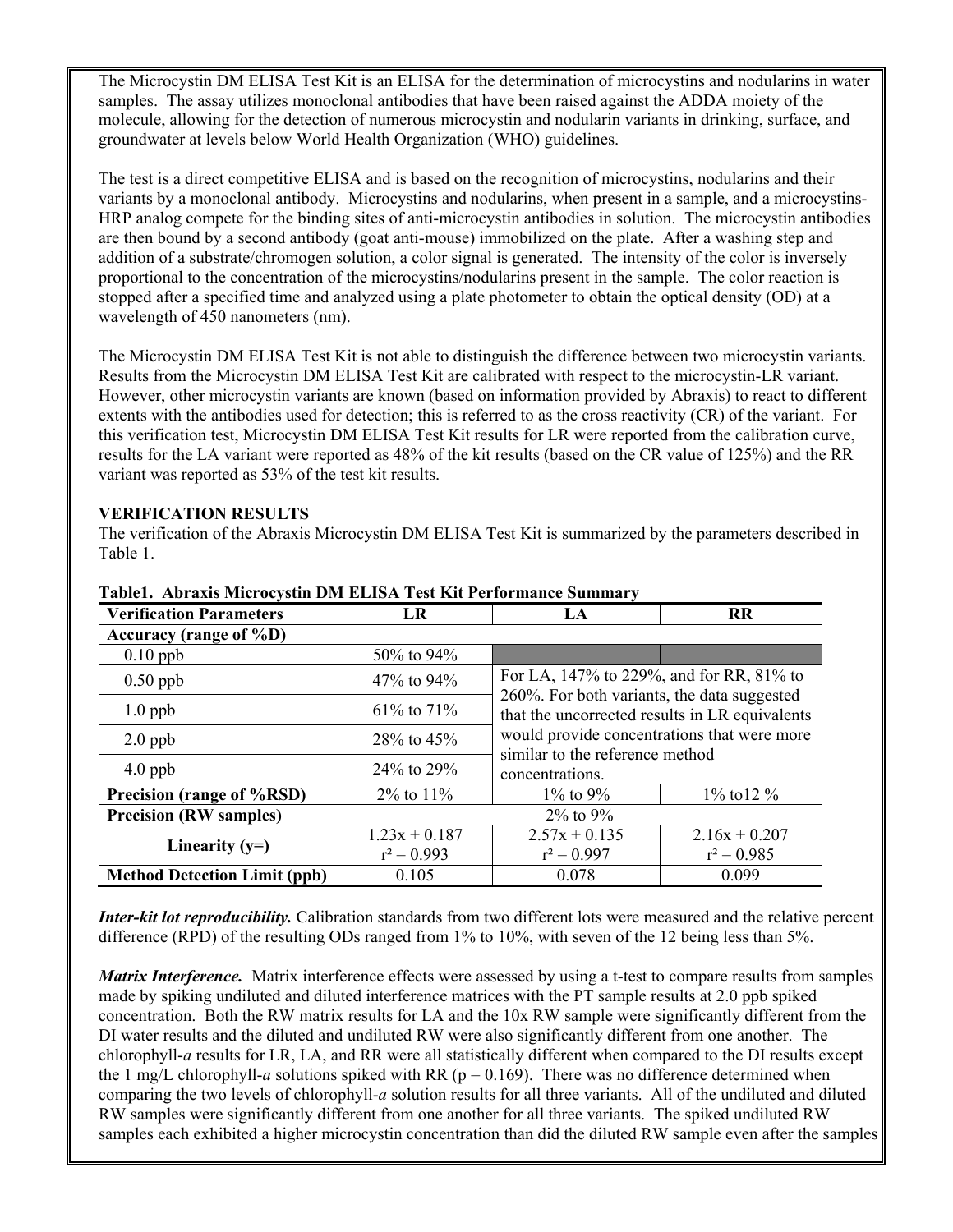The Microcystin DM ELISA Test Kit is an ELISA for the determination of microcystins and nodularins in water samples. The assay utilizes monoclonal antibodies that have been raised against the ADDA moiety of the molecule, allowing for the detection of numerous microcystin and nodularin variants in drinking, surface, and groundwater at levels below World Health Organization (WHO) guidelines.

The test is a direct competitive ELISA and is based on the recognition of microcystins, nodularins and their variants by a monoclonal antibody. Microcystins and nodularins, when present in a sample, and a microcystins-HRP analog compete for the binding sites of anti-microcystin antibodies in solution. The microcystin antibodies are then bound by a second antibody (goat anti-mouse) immobilized on the plate. After a washing step and addition of a substrate/chromogen solution, a color signal is generated. The intensity of the color is inversely proportional to the concentration of the microcystins/nodularins present in the sample. The color reaction is stopped after a specified time and analyzed using a plate photometer to obtain the optical density (OD) at a wavelength of 450 nanometers (nm).

The Microcystin DM ELISA Test Kit is not able to distinguish the difference between two microcystin variants. Results from the Microcystin DM ELISA Test Kit are calibrated with respect to the microcystin-LR variant. However, other microcystin variants are known (based on information provided by Abraxis) to react to different extents with the antibodies used for detection; this is referred to as the cross reactivity (CR) of the variant. For this verification test, Microcystin DM ELISA Test Kit results for LR were reported from the calibration curve, results for the LA variant were reported as 48% of the kit results (based on the CR value of 125%) and the RR variant was reported as 53% of the test kit results.

**VERIFICATION RESULTS**

The verification of the Abraxis Microcystin DM ELISA Test Kit is summarized by the parameters described in Table 1.

**Table1. Abraxis Microcystin DM ELISA Test Kit Performance Summary**

| Verification Parameters | LR | LA | RR |
|---|---|---|---|
| **Accuracy (range of %D)** | | | |
| 0.10 ppb | 50% to 94% | | |
| 0.50 ppb | 47% to 94% | For LA, 147% to 229%, and for RR, 81% to 260%. For both variants, the data suggested that the uncorrected results in LR equivalents would provide concentrations that were more similar to the reference method concentrations. | |
| 1.0 ppb | 61% to 71% | | |
| 2.0 ppb | 28% to 45% | | |
| 4.0 ppb | 24% to 29% | | |
| **Precision (range of %RSD)** | 2% to 11% | 1% to 9% | 1% to12 % |
| **Precision (RW samples)** | 2% to 9% | | |
| **Linearity (y=)** | $1.23x + 0.187$ $r^2 = 0.993$ | $2.57x + 0.135$ $r^2 = 0.997$ | $2.16x + 0.207$ $r^2 = 0.985$ |
| **Method Detection Limit (ppb)** | 0.105 | 0.078 | 0.099 |

***Inter-kit lot reproducibility.*** Calibration standards from two different lots were measured and the relative percent difference (RPD) of the resulting ODs ranged from 1% to 10%, with seven of the 12 being less than 5%.

***Matrix Interference.*** Matrix interference effects were assessed by using a t-test to compare results from samples made by spiking undiluted and diluted interference matrices with the PT sample results at 2.0 ppb spiked concentration. Both the RW matrix results for LA and the 10x RW sample were significantly different from the DI water results and the diluted and undiluted RW were also significantly different from one another. The chlorophyll-*a* results for LR, LA, and RR were all statistically different when compared to the DI results except the 1 mg/L chlorophyll-*a* solutions spiked with RR ($p = 0.169$). There was no difference determined when comparing the two levels of chlorophyll-*a* solution results for all three variants. All of the undiluted and diluted RW samples were significantly different from one another for all three variants. The spiked undiluted RW samples each exhibited a higher microcystin concentration than did the diluted RW sample even after the samples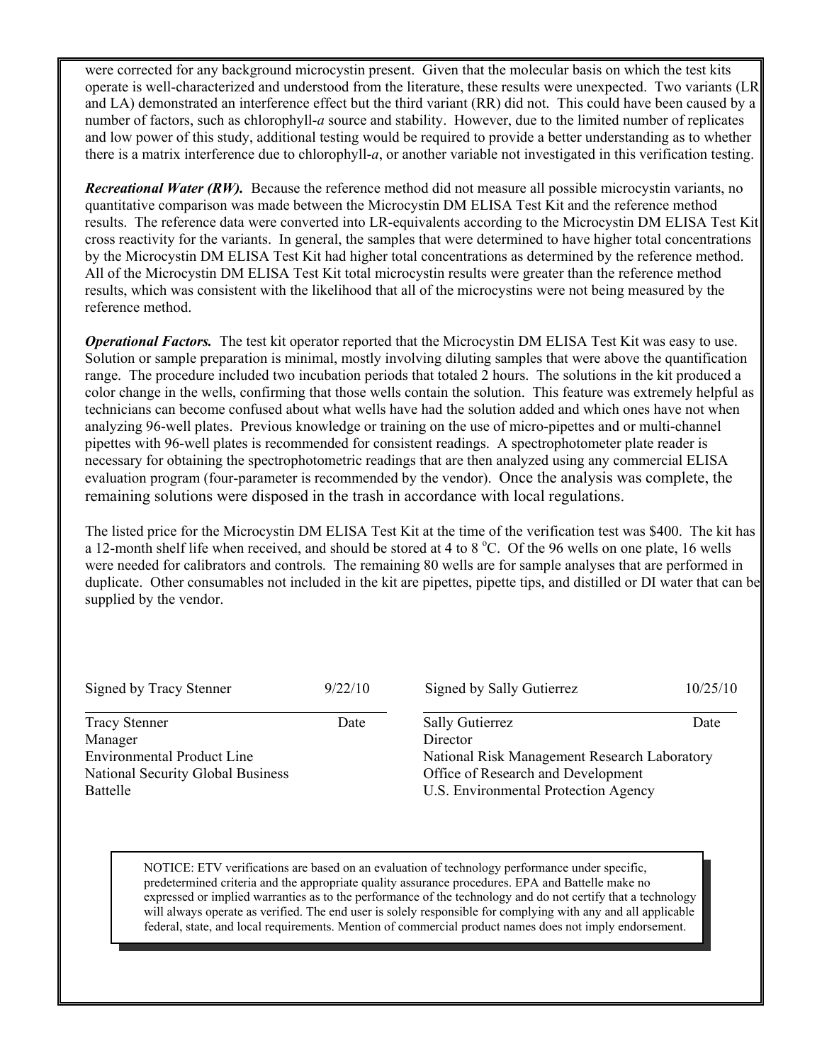were corrected for any background microcystin present. Given that the molecular basis on which the test kits operate is well-characterized and understood from the literature, these results were unexpected. Two variants (LR and LA) demonstrated an interference effect but the third variant (RR) did not. This could have been caused by a number of factors, such as chlorophyll-*a* source and stability. However, due to the limited number of replicates and low power of this study, additional testing would be required to provide a better understanding as to whether there is a matrix interference due to chlorophyll-*a*, or another variable not investigated in this verification testing.

***Recreational Water (RW).*** Because the reference method did not measure all possible microcystin variants, no quantitative comparison was made between the Microcystin DM ELISA Test Kit and the reference method results. The reference data were converted into LR-equivalents according to the Microcystin DM ELISA Test Kit cross reactivity for the variants. In general, the samples that were determined to have higher total concentrations by the Microcystin DM ELISA Test Kit had higher total concentrations as determined by the reference method. All of the Microcystin DM ELISA Test Kit total microcystin results were greater than the reference method results, which was consistent with the likelihood that all of the microcystins were not being measured by the reference method.

***Operational Factors.*** The test kit operator reported that the Microcystin DM ELISA Test Kit was easy to use. Solution or sample preparation is minimal, mostly involving diluting samples that were above the quantification range. The procedure included two incubation periods that totaled 2 hours. The solutions in the kit produced a color change in the wells, confirming that those wells contain the solution. This feature was extremely helpful as technicians can become confused about what wells have had the solution added and which ones have not when analyzing 96-well plates. Previous knowledge or training on the use of micro-pipettes and or multi-channel pipettes with 96-well plates is recommended for consistent readings. A spectrophotometer plate reader is necessary for obtaining the spectrophotometric readings that are then analyzed using any commercial ELISA evaluation program (four-parameter is recommended by the vendor). Once the analysis was complete, the remaining solutions were disposed in the trash in accordance with local regulations.

The listed price for the Microcystin DM ELISA Test Kit at the time of the verification test was $400. The kit has a 12-month shelf life when received, and should be stored at 4 to 8 $^{o}$C. Of the 96 wells on one plate, 16 wells were needed for calibrators and controls. The remaining 80 wells are for sample analyses that are performed in duplicate. Other consumables not included in the kit are pipettes, pipette tips, and distilled or DI water that can be supplied by the vendor.

Signed by Tracy Stenner 9/22/10

Tracy Stenner — Date
Manager
Environmental Product Line
National Security Global Business
Battelle

Signed by Sally Gutierrez 10/25/10

Sally Gutierrez — Date
Director
National Risk Management Research Laboratory
Office of Research and Development
U.S. Environmental Protection Agency

NOTICE: ETV verifications are based on an evaluation of technology performance under specific, predetermined criteria and the appropriate quality assurance procedures. EPA and Battelle make no expressed or implied warranties as to the performance of the technology and do not certify that a technology will always operate as verified. The end user is solely responsible for complying with any and all applicable federal, state, and local requirements. Mention of commercial product names does not imply endorsement.